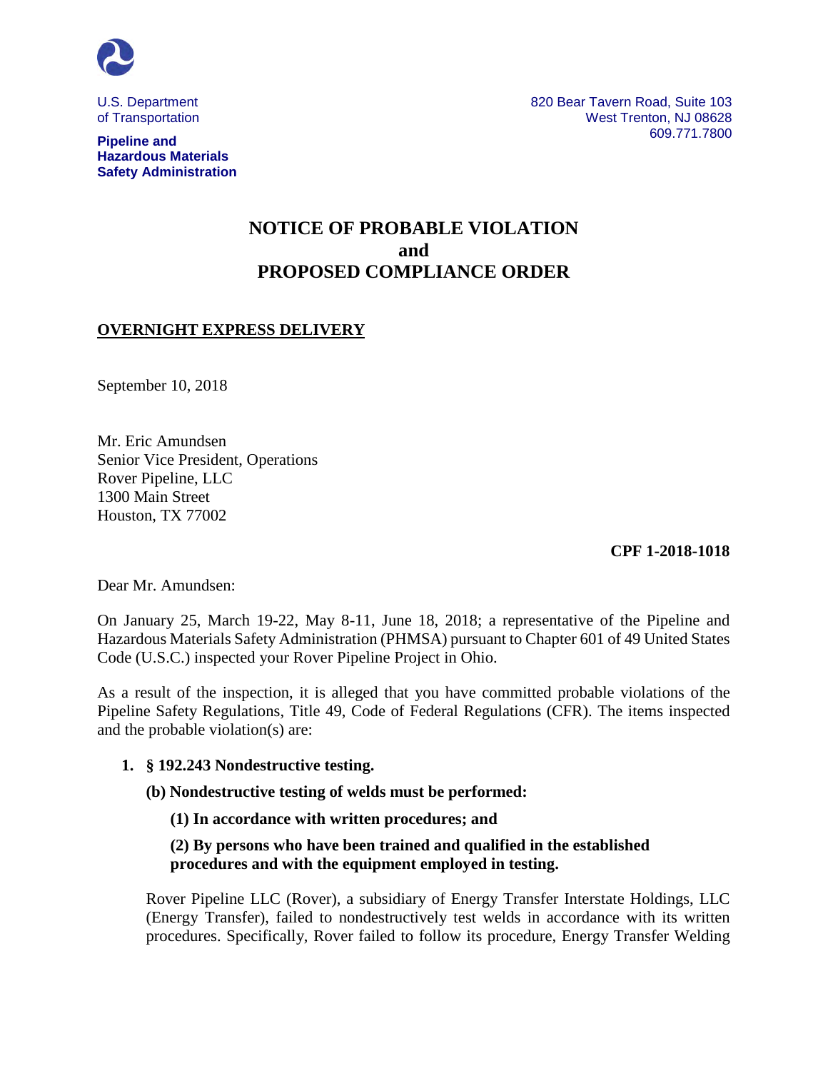U.S. Department
of Transportation

**Pipeline and
Hazardous Materials
Safety Administration**

820 Bear Tavern Road, Suite 103
West Trenton, NJ 08628
609.771.7800

# NOTICE OF PROBABLE VIOLATION
# and
# PROPOSED COMPLIANCE ORDER

**OVERNIGHT EXPRESS DELIVERY**

September 10, 2018

Mr. Eric Amundsen
Senior Vice President, Operations
Rover Pipeline, LLC
1300 Main Street
Houston, TX 77002

**CPF 1-2018-1018**

Dear Mr. Amundsen:

On January 25, March 19-22, May 8-11, June 18, 2018; a representative of the Pipeline and Hazardous Materials Safety Administration (PHMSA) pursuant to Chapter 601 of 49 United States Code (U.S.C.) inspected your Rover Pipeline Project in Ohio.

As a result of the inspection, it is alleged that you have committed probable violations of the Pipeline Safety Regulations, Title 49, Code of Federal Regulations (CFR). The items inspected and the probable violation(s) are:

1. **§ 192.243 Nondestructive testing.**

   **(b) Nondestructive testing of welds must be performed:**

   **(1) In accordance with written procedures; and**

   **(2) By persons who have been trained and qualified in the established procedures and with the equipment employed in testing.**

   Rover Pipeline LLC (Rover), a subsidiary of Energy Transfer Interstate Holdings, LLC (Energy Transfer), failed to nondestructively test welds in accordance with its written procedures. Specifically, Rover failed to follow its procedure, Energy Transfer Welding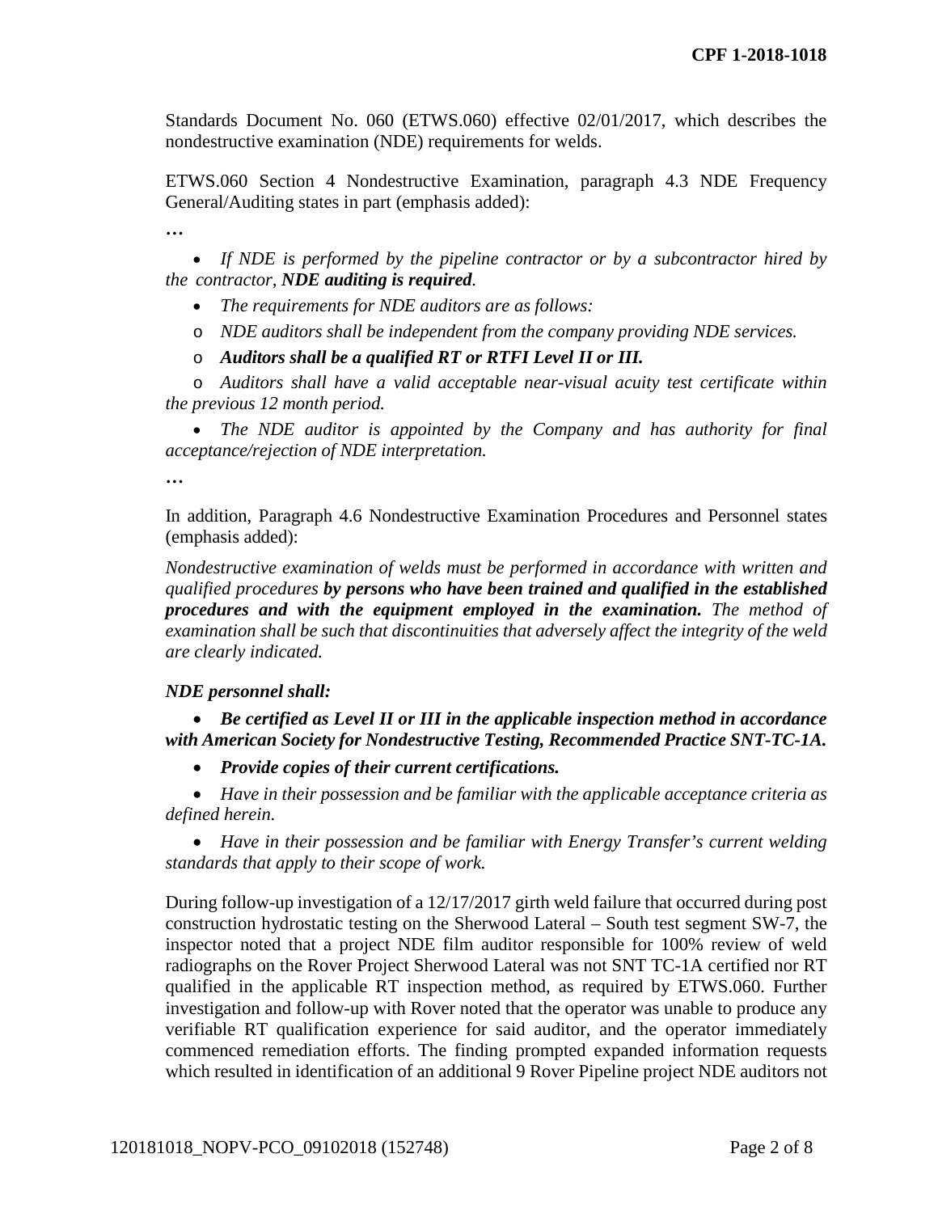Standards Document No. 060 (ETWS.060) effective 02/01/2017, which describes the nondestructive examination (NDE) requirements for welds.

ETWS.060 Section 4 Nondestructive Examination, paragraph 4.3 NDE Frequency General/Auditing states in part (emphasis added):

…

- *If NDE is performed by the pipeline contractor or by a subcontractor hired by the contractor, **NDE auditing is required**.*
- *The requirements for NDE auditors are as follows:*
  - *NDE auditors shall be independent from the company providing NDE services.*
  - ***Auditors shall be a qualified RT or RTFI Level II or III.***
  - *Auditors shall have a valid acceptable near-visual acuity test certificate within the previous 12 month period.*
- *The NDE auditor is appointed by the Company and has authority for final acceptance/rejection of NDE interpretation.*

…

In addition, Paragraph 4.6 Nondestructive Examination Procedures and Personnel states (emphasis added):

*Nondestructive examination of welds must be performed in accordance with written and qualified procedures **by persons who have been trained and qualified in the established procedures and with the equipment employed in the examination.** The method of examination shall be such that discontinuities that adversely affect the integrity of the weld are clearly indicated.*

***NDE personnel shall:***

- ***Be certified as Level II or III in the applicable inspection method in accordance with American Society for Nondestructive Testing, Recommended Practice SNT-TC-1A.***
- ***Provide copies of their current certifications.***
- *Have in their possession and be familiar with the applicable acceptance criteria as defined herein.*
- *Have in their possession and be familiar with Energy Transfer's current welding standards that apply to their scope of work.*

During follow-up investigation of a 12/17/2017 girth weld failure that occurred during post construction hydrostatic testing on the Sherwood Lateral – South test segment SW-7, the inspector noted that a project NDE film auditor responsible for 100% review of weld radiographs on the Rover Project Sherwood Lateral was not SNT TC-1A certified nor RT qualified in the applicable RT inspection method, as required by ETWS.060. Further investigation and follow-up with Rover noted that the operator was unable to produce any verifiable RT qualification experience for said auditor, and the operator immediately commenced remediation efforts. The finding prompted expanded information requests which resulted in identification of an additional 9 Rover Pipeline project NDE auditors not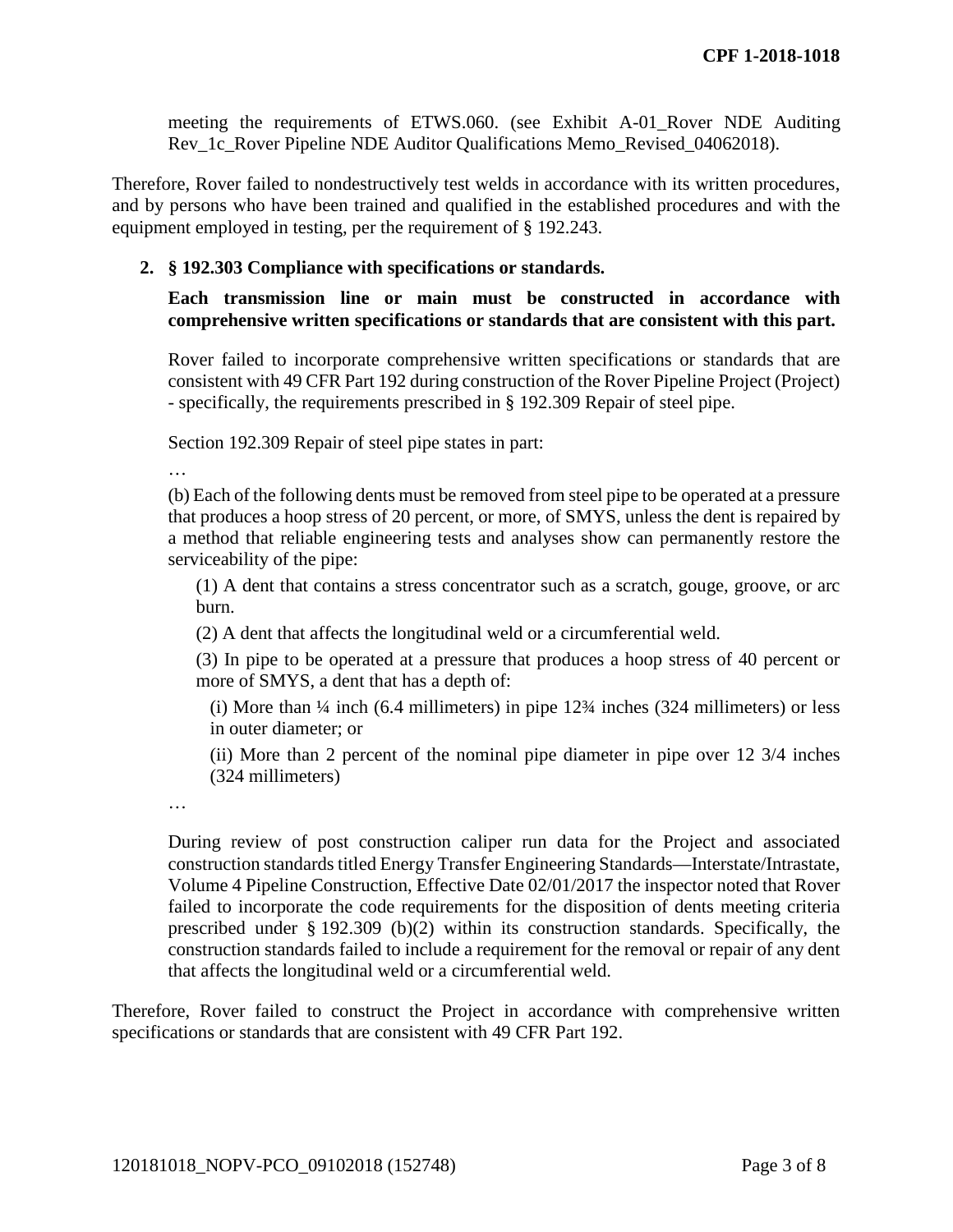meeting the requirements of ETWS.060. (see Exhibit A-01_Rover NDE Auditing Rev_1c_Rover Pipeline NDE Auditor Qualifications Memo_Revised_04062018).

Therefore, Rover failed to nondestructively test welds in accordance with its written procedures, and by persons who have been trained and qualified in the established procedures and with the equipment employed in testing, per the requirement of § 192.243.

2. **§ 192.303 Compliance with specifications or standards.**

   **Each transmission line or main must be constructed in accordance with comprehensive written specifications or standards that are consistent with this part.**

   Rover failed to incorporate comprehensive written specifications or standards that are consistent with 49 CFR Part 192 during construction of the Rover Pipeline Project (Project) - specifically, the requirements prescribed in § 192.309 Repair of steel pipe.

   Section 192.309 Repair of steel pipe states in part:

   …

   (b) Each of the following dents must be removed from steel pipe to be operated at a pressure that produces a hoop stress of 20 percent, or more, of SMYS, unless the dent is repaired by a method that reliable engineering tests and analyses show can permanently restore the serviceability of the pipe:

   (1) A dent that contains a stress concentrator such as a scratch, gouge, groove, or arc burn.

   (2) A dent that affects the longitudinal weld or a circumferential weld.

   (3) In pipe to be operated at a pressure that produces a hoop stress of 40 percent or more of SMYS, a dent that has a depth of:

   (i) More than ¼ inch (6.4 millimeters) in pipe 12¾ inches (324 millimeters) or less in outer diameter; or

   (ii) More than 2 percent of the nominal pipe diameter in pipe over 12 3/4 inches (324 millimeters)

   …

   During review of post construction caliper run data for the Project and associated construction standards titled Energy Transfer Engineering Standards—Interstate/Intrastate, Volume 4 Pipeline Construction, Effective Date 02/01/2017 the inspector noted that Rover failed to incorporate the code requirements for the disposition of dents meeting criteria prescribed under § 192.309 (b)(2) within its construction standards. Specifically, the construction standards failed to include a requirement for the removal or repair of any dent that affects the longitudinal weld or a circumferential weld.

Therefore, Rover failed to construct the Project in accordance with comprehensive written specifications or standards that are consistent with 49 CFR Part 192.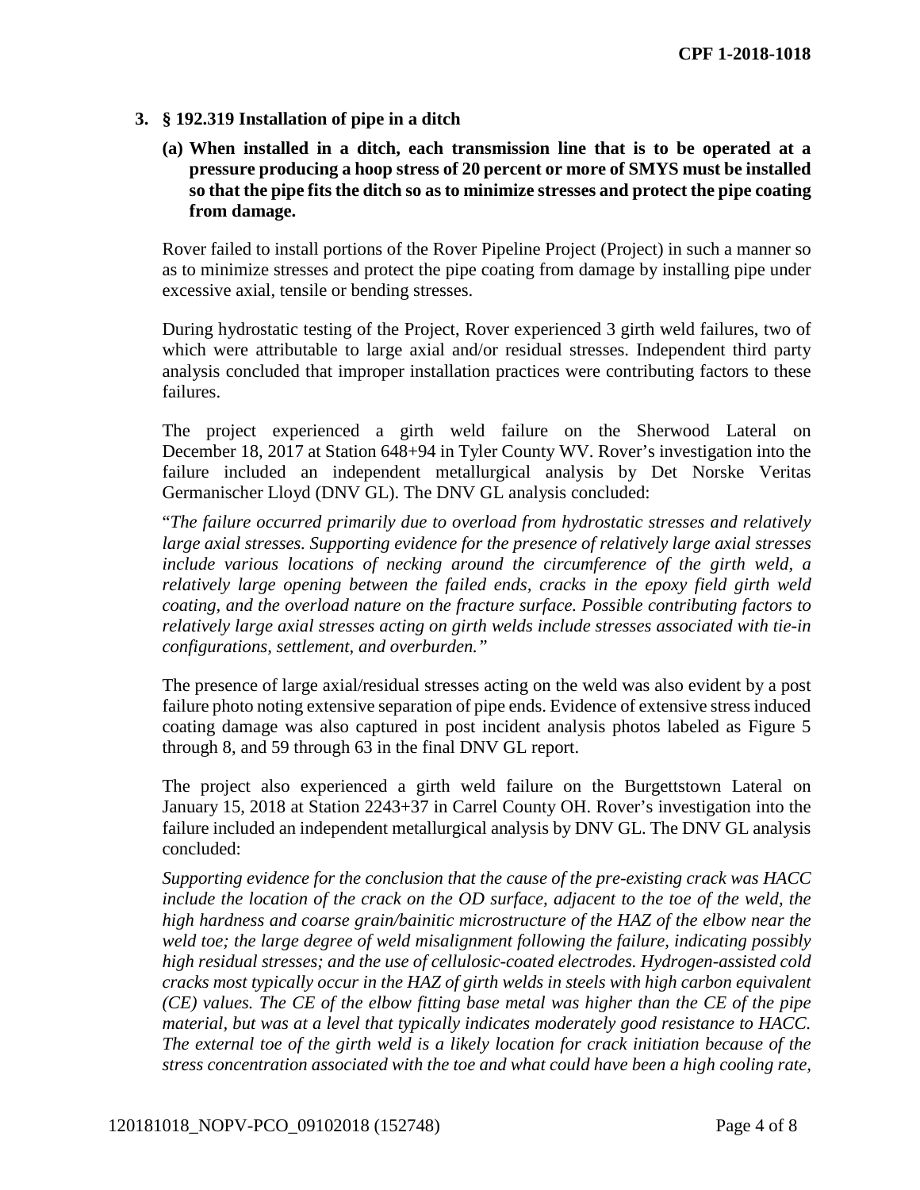**3. § 192.319 Installation of pipe in a ditch**

**(a) When installed in a ditch, each transmission line that is to be operated at a pressure producing a hoop stress of 20 percent or more of SMYS must be installed so that the pipe fits the ditch so as to minimize stresses and protect the pipe coating from damage.**

Rover failed to install portions of the Rover Pipeline Project (Project) in such a manner so as to minimize stresses and protect the pipe coating from damage by installing pipe under excessive axial, tensile or bending stresses.

During hydrostatic testing of the Project, Rover experienced 3 girth weld failures, two of which were attributable to large axial and/or residual stresses. Independent third party analysis concluded that improper installation practices were contributing factors to these failures.

The project experienced a girth weld failure on the Sherwood Lateral on December 18, 2017 at Station 648+94 in Tyler County WV. Rover's investigation into the failure included an independent metallurgical analysis by Det Norske Veritas Germanischer Lloyd (DNV GL). The DNV GL analysis concluded:

"*The failure occurred primarily due to overload from hydrostatic stresses and relatively large axial stresses. Supporting evidence for the presence of relatively large axial stresses include various locations of necking around the circumference of the girth weld, a relatively large opening between the failed ends, cracks in the epoxy field girth weld coating, and the overload nature on the fracture surface. Possible contributing factors to relatively large axial stresses acting on girth welds include stresses associated with tie-in configurations, settlement, and overburden.*"

The presence of large axial/residual stresses acting on the weld was also evident by a post failure photo noting extensive separation of pipe ends. Evidence of extensive stress induced coating damage was also captured in post incident analysis photos labeled as Figure 5 through 8, and 59 through 63 in the final DNV GL report.

The project also experienced a girth weld failure on the Burgettstown Lateral on January 15, 2018 at Station 2243+37 in Carrel County OH. Rover's investigation into the failure included an independent metallurgical analysis by DNV GL. The DNV GL analysis concluded:

*Supporting evidence for the conclusion that the cause of the pre-existing crack was HACC include the location of the crack on the OD surface, adjacent to the toe of the weld, the high hardness and coarse grain/bainitic microstructure of the HAZ of the elbow near the weld toe; the large degree of weld misalignment following the failure, indicating possibly high residual stresses; and the use of cellulosic-coated electrodes. Hydrogen-assisted cold cracks most typically occur in the HAZ of girth welds in steels with high carbon equivalent (CE) values. The CE of the elbow fitting base metal was higher than the CE of the pipe material, but was at a level that typically indicates moderately good resistance to HACC. The external toe of the girth weld is a likely location for crack initiation because of the stress concentration associated with the toe and what could have been a high cooling rate,*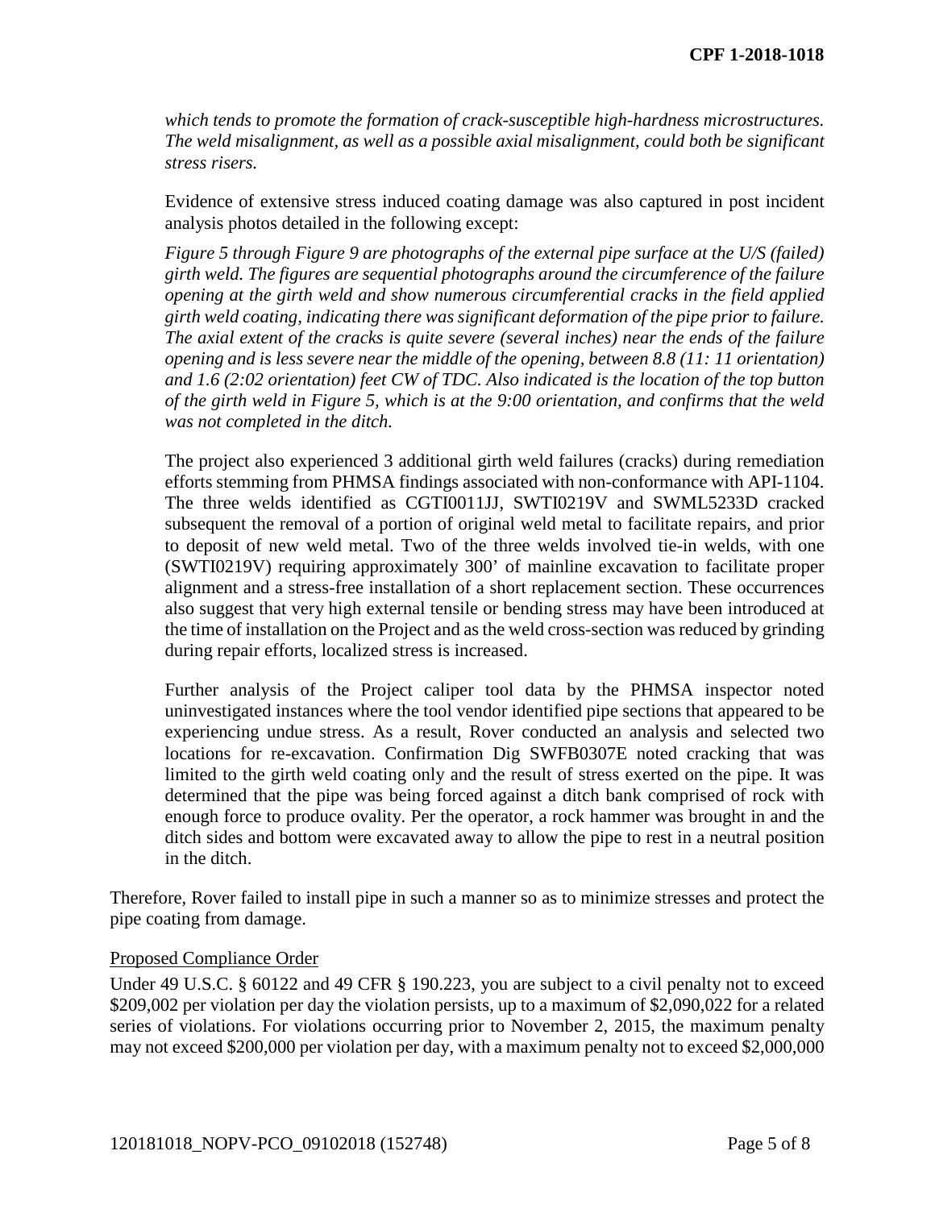*which tends to promote the formation of crack-susceptible high-hardness microstructures. The weld misalignment, as well as a possible axial misalignment, could both be significant stress risers.*

Evidence of extensive stress induced coating damage was also captured in post incident analysis photos detailed in the following except:

*Figure 5 through Figure 9 are photographs of the external pipe surface at the U/S (failed) girth weld. The figures are sequential photographs around the circumference of the failure opening at the girth weld and show numerous circumferential cracks in the field applied girth weld coating, indicating there was significant deformation of the pipe prior to failure. The axial extent of the cracks is quite severe (several inches) near the ends of the failure opening and is less severe near the middle of the opening, between 8.8 (11: 11 orientation) and 1.6 (2:02 orientation) feet CW of TDC. Also indicated is the location of the top button of the girth weld in Figure 5, which is at the 9:00 orientation, and confirms that the weld was not completed in the ditch.*

The project also experienced 3 additional girth weld failures (cracks) during remediation efforts stemming from PHMSA findings associated with non-conformance with API-1104. The three welds identified as CGTI0011JJ, SWTI0219V and SWML5233D cracked subsequent the removal of a portion of original weld metal to facilitate repairs, and prior to deposit of new weld metal. Two of the three welds involved tie-in welds, with one (SWTI0219V) requiring approximately 300' of mainline excavation to facilitate proper alignment and a stress-free installation of a short replacement section. These occurrences also suggest that very high external tensile or bending stress may have been introduced at the time of installation on the Project and as the weld cross-section was reduced by grinding during repair efforts, localized stress is increased.

Further analysis of the Project caliper tool data by the PHMSA inspector noted uninvestigated instances where the tool vendor identified pipe sections that appeared to be experiencing undue stress. As a result, Rover conducted an analysis and selected two locations for re-excavation. Confirmation Dig SWFB0307E noted cracking that was limited to the girth weld coating only and the result of stress exerted on the pipe. It was determined that the pipe was being forced against a ditch bank comprised of rock with enough force to produce ovality. Per the operator, a rock hammer was brought in and the ditch sides and bottom were excavated away to allow the pipe to rest in a neutral position in the ditch.

Therefore, Rover failed to install pipe in such a manner so as to minimize stresses and protect the pipe coating from damage.

<u>Proposed Compliance Order</u>

Under 49 U.S.C. § 60122 and 49 CFR § 190.223, you are subject to a civil penalty not to exceed \$209,002 per violation per day the violation persists, up to a maximum of \$2,090,022 for a related series of violations. For violations occurring prior to November 2, 2015, the maximum penalty may not exceed \$200,000 per violation per day, with a maximum penalty not to exceed \$2,000,000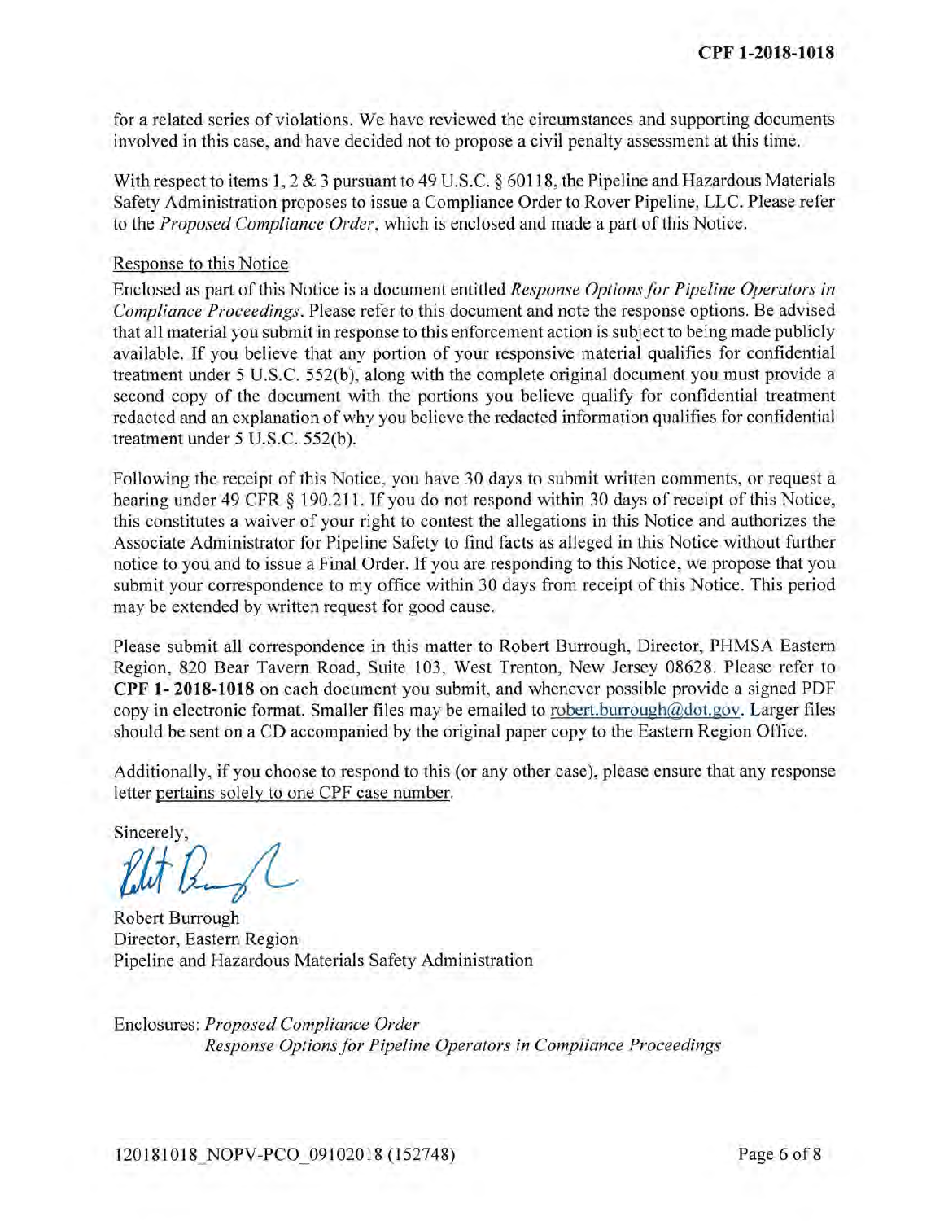for a related series of violations. We have reviewed the circumstances and supporting documents involved in this case, and have decided not to propose a civil penalty assessment at this time.

With respect to items 1, 2 & 3 pursuant to 49 U.S.C. § 60118, the Pipeline and Hazardous Materials Safety Administration proposes to issue a Compliance Order to Rover Pipeline, LLC. Please refer to the *Proposed Compliance Order*, which is enclosed and made a part of this Notice.

Response to this Notice

Enclosed as part of this Notice is a document entitled *Response Options for Pipeline Operators in Compliance Proceedings*. Please refer to this document and note the response options. Be advised that all material you submit in response to this enforcement action is subject to being made publicly available. If you believe that any portion of your responsive material qualifies for confidential treatment under 5 U.S.C. 552(b), along with the complete original document you must provide a second copy of the document with the portions you believe qualify for confidential treatment redacted and an explanation of why you believe the redacted information qualifies for confidential treatment under 5 U.S.C. 552(b).

Following the receipt of this Notice, you have 30 days to submit written comments, or request a hearing under 49 CFR § 190.211. If you do not respond within 30 days of receipt of this Notice, this constitutes a waiver of your right to contest the allegations in this Notice and authorizes the Associate Administrator for Pipeline Safety to find facts as alleged in this Notice without further notice to you and to issue a Final Order. If you are responding to this Notice, we propose that you submit your correspondence to my office within 30 days from receipt of this Notice. This period may be extended by written request for good cause.

Please submit all correspondence in this matter to Robert Burrough, Director, PHMSA Eastern Region, 820 Bear Tavern Road, Suite 103, West Trenton, New Jersey 08628. Please refer to **CPF 1- 2018-1018** on each document you submit, and whenever possible provide a signed PDF copy in electronic format. Smaller files may be emailed to robert.burrough@dot.gov. Larger files should be sent on a CD accompanied by the original paper copy to the Eastern Region Office.

Additionally, if you choose to respond to this (or any other case), please ensure that any response letter pertains solely to one CPF case number.

Sincerely,

Robert Burrough
Director, Eastern Region
Pipeline and Hazardous Materials Safety Administration

Enclosures: *Proposed Compliance Order*
*Response Options for Pipeline Operators in Compliance Proceedings*

120181018_NOPV-PCO_09102018 (152748)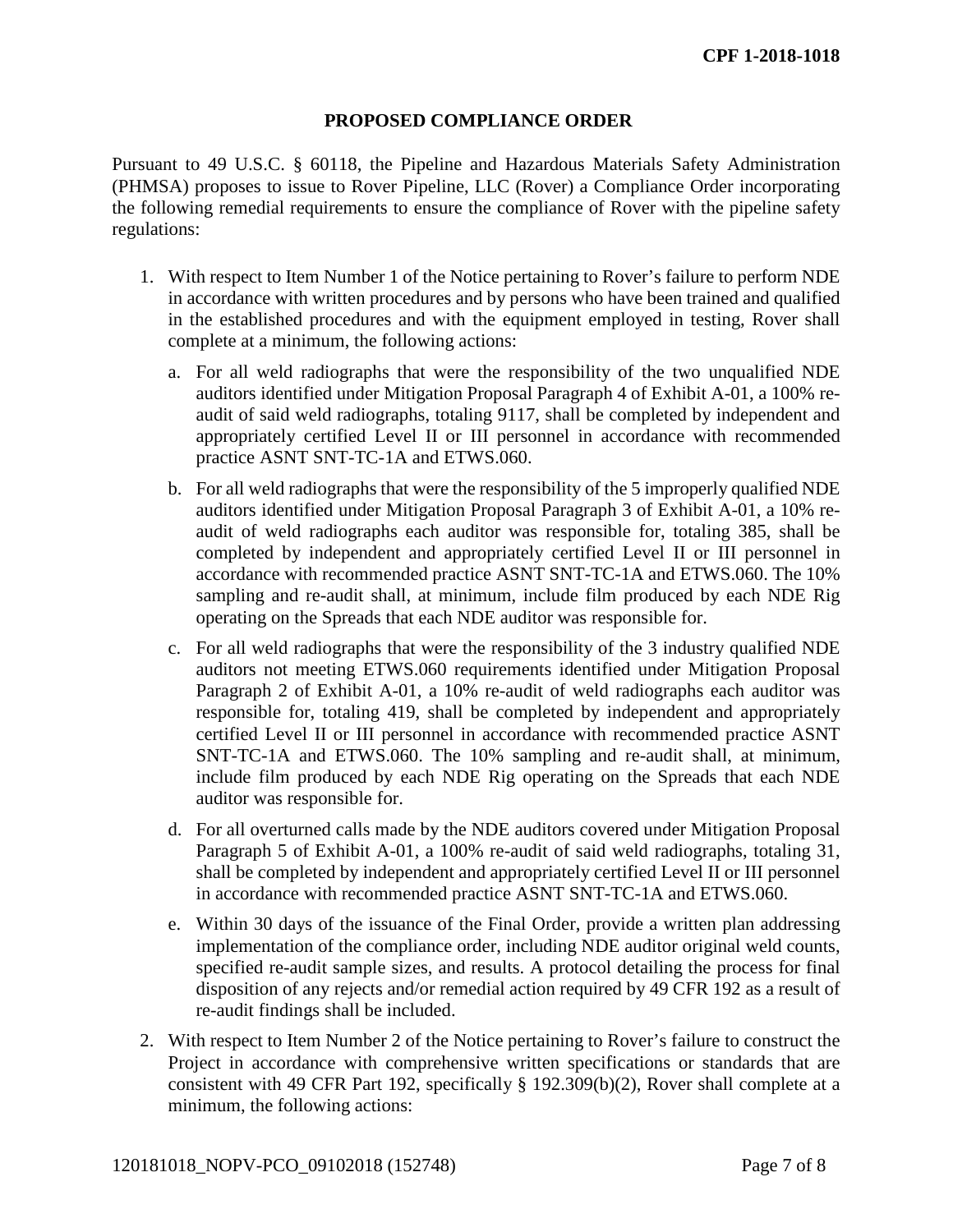## PROPOSED COMPLIANCE ORDER

Pursuant to 49 U.S.C. § 60118, the Pipeline and Hazardous Materials Safety Administration (PHMSA) proposes to issue to Rover Pipeline, LLC (Rover) a Compliance Order incorporating the following remedial requirements to ensure the compliance of Rover with the pipeline safety regulations:

1. With respect to Item Number 1 of the Notice pertaining to Rover's failure to perform NDE in accordance with written procedures and by persons who have been trained and qualified in the established procedures and with the equipment employed in testing, Rover shall complete at a minimum, the following actions:

   a. For all weld radiographs that were the responsibility of the two unqualified NDE auditors identified under Mitigation Proposal Paragraph 4 of Exhibit A-01, a 100% re-audit of said weld radiographs, totaling 9117, shall be completed by independent and appropriately certified Level II or III personnel in accordance with recommended practice ASNT SNT-TC-1A and ETWS.060.

   b. For all weld radiographs that were the responsibility of the 5 improperly qualified NDE auditors identified under Mitigation Proposal Paragraph 3 of Exhibit A-01, a 10% re-audit of weld radiographs each auditor was responsible for, totaling 385, shall be completed by independent and appropriately certified Level II or III personnel in accordance with recommended practice ASNT SNT-TC-1A and ETWS.060. The 10% sampling and re-audit shall, at minimum, include film produced by each NDE Rig operating on the Spreads that each NDE auditor was responsible for.

   c. For all weld radiographs that were the responsibility of the 3 industry qualified NDE auditors not meeting ETWS.060 requirements identified under Mitigation Proposal Paragraph 2 of Exhibit A-01, a 10% re-audit of weld radiographs each auditor was responsible for, totaling 419, shall be completed by independent and appropriately certified Level II or III personnel in accordance with recommended practice ASNT SNT-TC-1A and ETWS.060. The 10% sampling and re-audit shall, at minimum, include film produced by each NDE Rig operating on the Spreads that each NDE auditor was responsible for.

   d. For all overturned calls made by the NDE auditors covered under Mitigation Proposal Paragraph 5 of Exhibit A-01, a 100% re-audit of said weld radiographs, totaling 31, shall be completed by independent and appropriately certified Level II or III personnel in accordance with recommended practice ASNT SNT-TC-1A and ETWS.060.

   e. Within 30 days of the issuance of the Final Order, provide a written plan addressing implementation of the compliance order, including NDE auditor original weld counts, specified re-audit sample sizes, and results. A protocol detailing the process for final disposition of any rejects and/or remedial action required by 49 CFR 192 as a result of re-audit findings shall be included.

2. With respect to Item Number 2 of the Notice pertaining to Rover's failure to construct the Project in accordance with comprehensive written specifications or standards that are consistent with 49 CFR Part 192, specifically § 192.309(b)(2), Rover shall complete at a minimum, the following actions: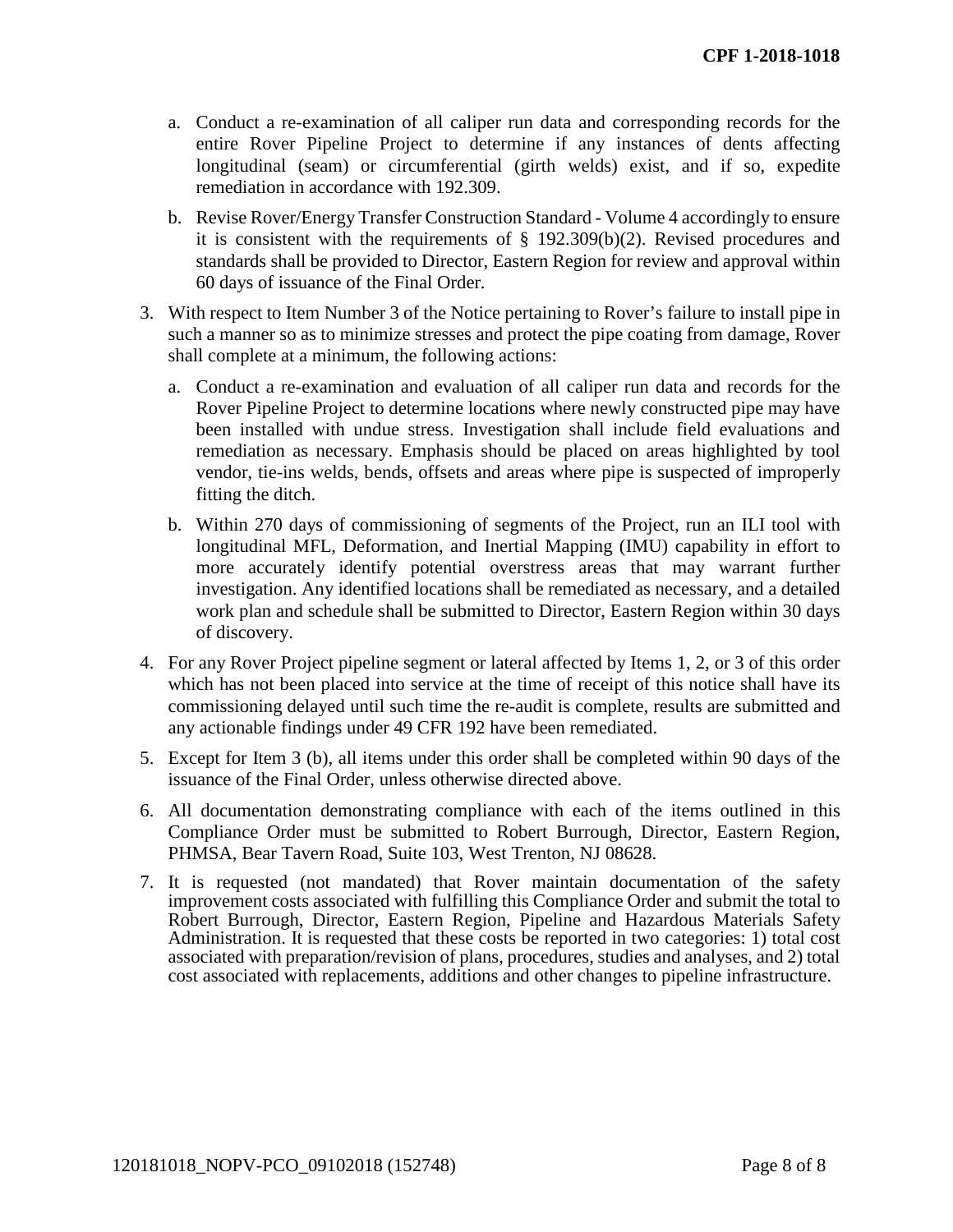a. Conduct a re-examination of all caliper run data and corresponding records for the entire Rover Pipeline Project to determine if any instances of dents affecting longitudinal (seam) or circumferential (girth welds) exist, and if so, expedite remediation in accordance with 192.309.

   b. Revise Rover/Energy Transfer Construction Standard - Volume 4 accordingly to ensure it is consistent with the requirements of § 192.309(b)(2). Revised procedures and standards shall be provided to Director, Eastern Region for review and approval within 60 days of issuance of the Final Order.

3. With respect to Item Number 3 of the Notice pertaining to Rover's failure to install pipe in such a manner so as to minimize stresses and protect the pipe coating from damage, Rover shall complete at a minimum, the following actions:

   a. Conduct a re-examination and evaluation of all caliper run data and records for the Rover Pipeline Project to determine locations where newly constructed pipe may have been installed with undue stress. Investigation shall include field evaluations and remediation as necessary. Emphasis should be placed on areas highlighted by tool vendor, tie-ins welds, bends, offsets and areas where pipe is suspected of improperly fitting the ditch.

   b. Within 270 days of commissioning of segments of the Project, run an ILI tool with longitudinal MFL, Deformation, and Inertial Mapping (IMU) capability in effort to more accurately identify potential overstress areas that may warrant further investigation. Any identified locations shall be remediated as necessary, and a detailed work plan and schedule shall be submitted to Director, Eastern Region within 30 days of discovery.

4. For any Rover Project pipeline segment or lateral affected by Items 1, 2, or 3 of this order which has not been placed into service at the time of receipt of this notice shall have its commissioning delayed until such time the re-audit is complete, results are submitted and any actionable findings under 49 CFR 192 have been remediated.

5. Except for Item 3 (b), all items under this order shall be completed within 90 days of the issuance of the Final Order, unless otherwise directed above.

6. All documentation demonstrating compliance with each of the items outlined in this Compliance Order must be submitted to Robert Burrough, Director, Eastern Region, PHMSA, Bear Tavern Road, Suite 103, West Trenton, NJ 08628.

7. It is requested (not mandated) that Rover maintain documentation of the safety improvement costs associated with fulfilling this Compliance Order and submit the total to Robert Burrough, Director, Eastern Region, Pipeline and Hazardous Materials Safety Administration. It is requested that these costs be reported in two categories: 1) total cost associated with preparation/revision of plans, procedures, studies and analyses, and 2) total cost associated with replacements, additions and other changes to pipeline infrastructure.